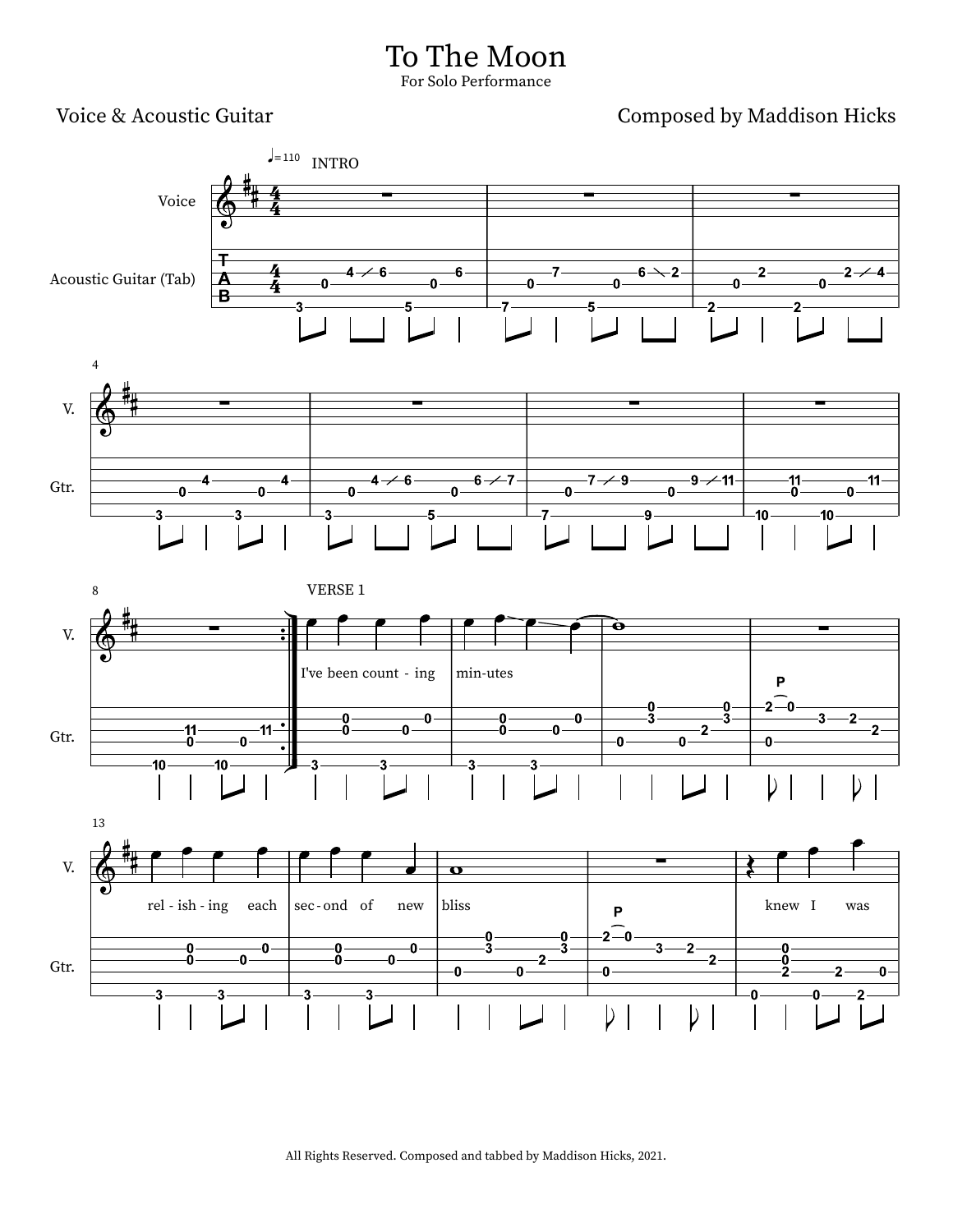# To The Moon

For Solo Performance

Voice & Acoustic Guitar

Composed by Maddison Hicks

All Rights Reserved. Composed and tabbed by Maddison Hicks, 2021.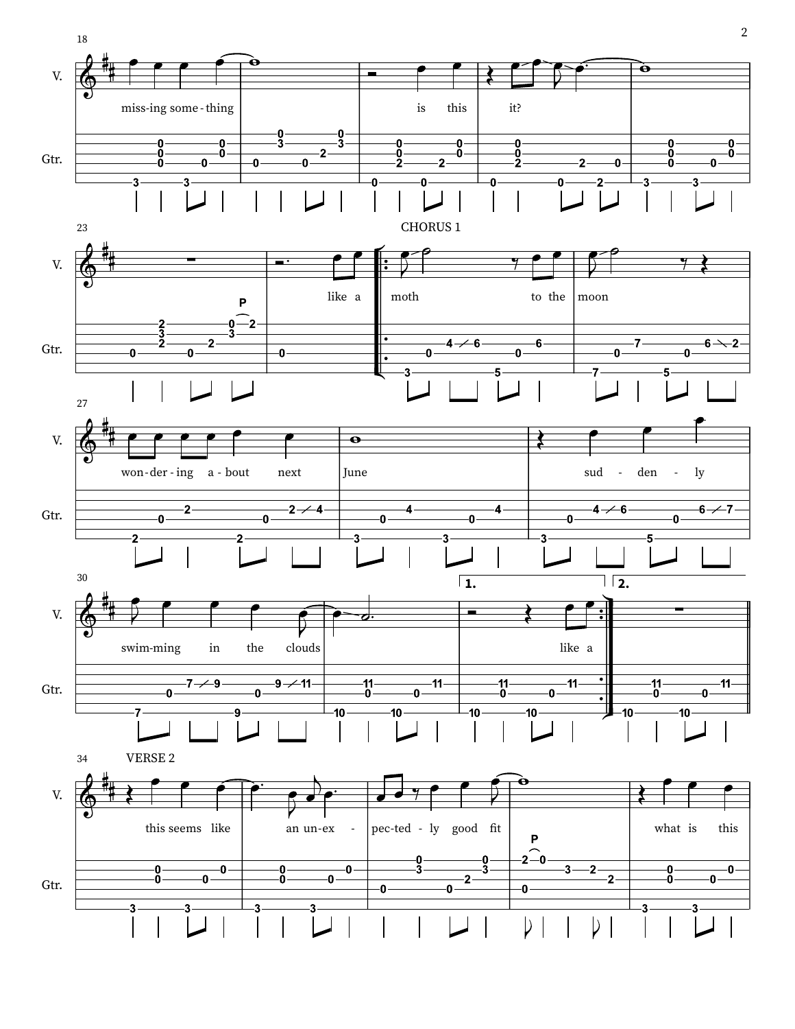missing something is this it?

like a

## CHORUS 1

moth to the moon

wondering about next June

suddenly swimming in the clouds

like a

## VERSE 2

this seems like an unexpectedly good fit

what is this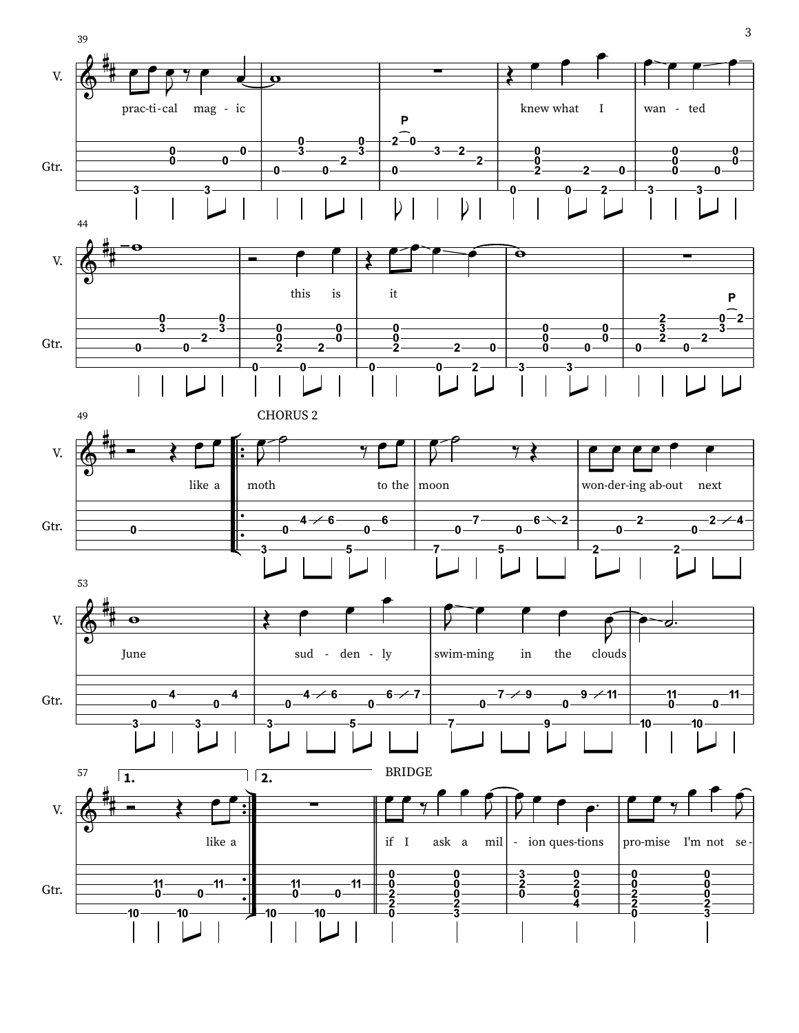CHORUS 2

practical magic

knew what I wanted

this is it

like a

moth to the moon

wondering about next June

suddenly swimming in the clouds

1. like a

2.

BRIDGE

if I ask a million questions

promise I'm not se-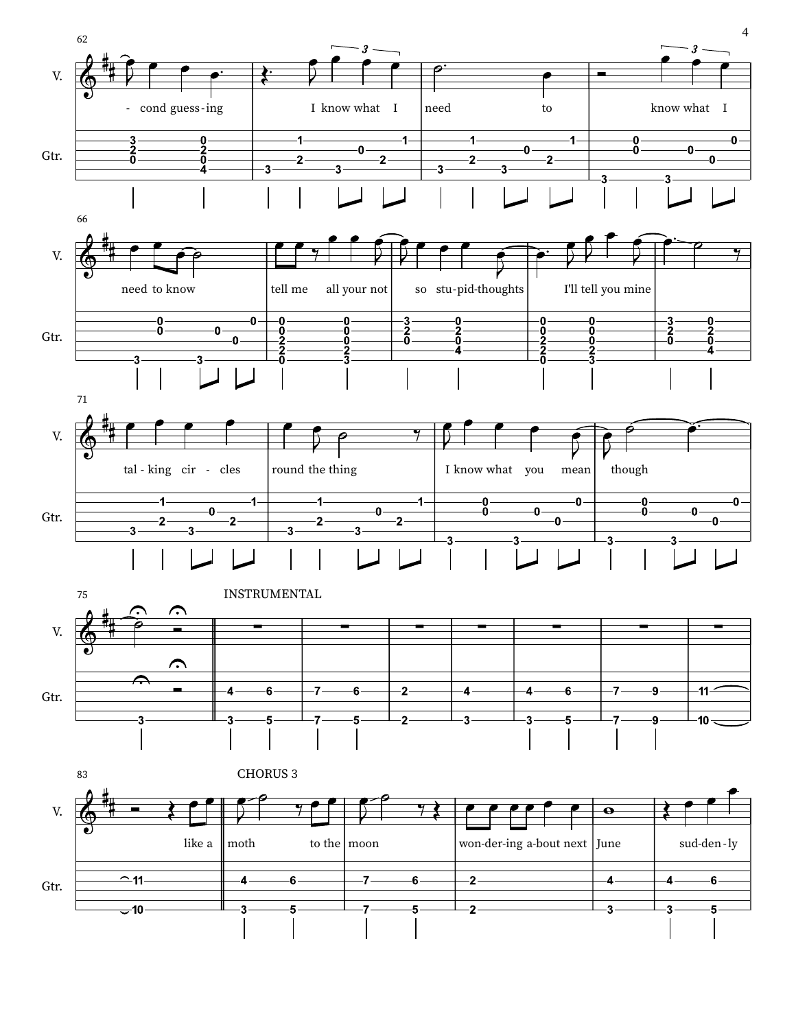INSTRUMENTAL

CHORUS 3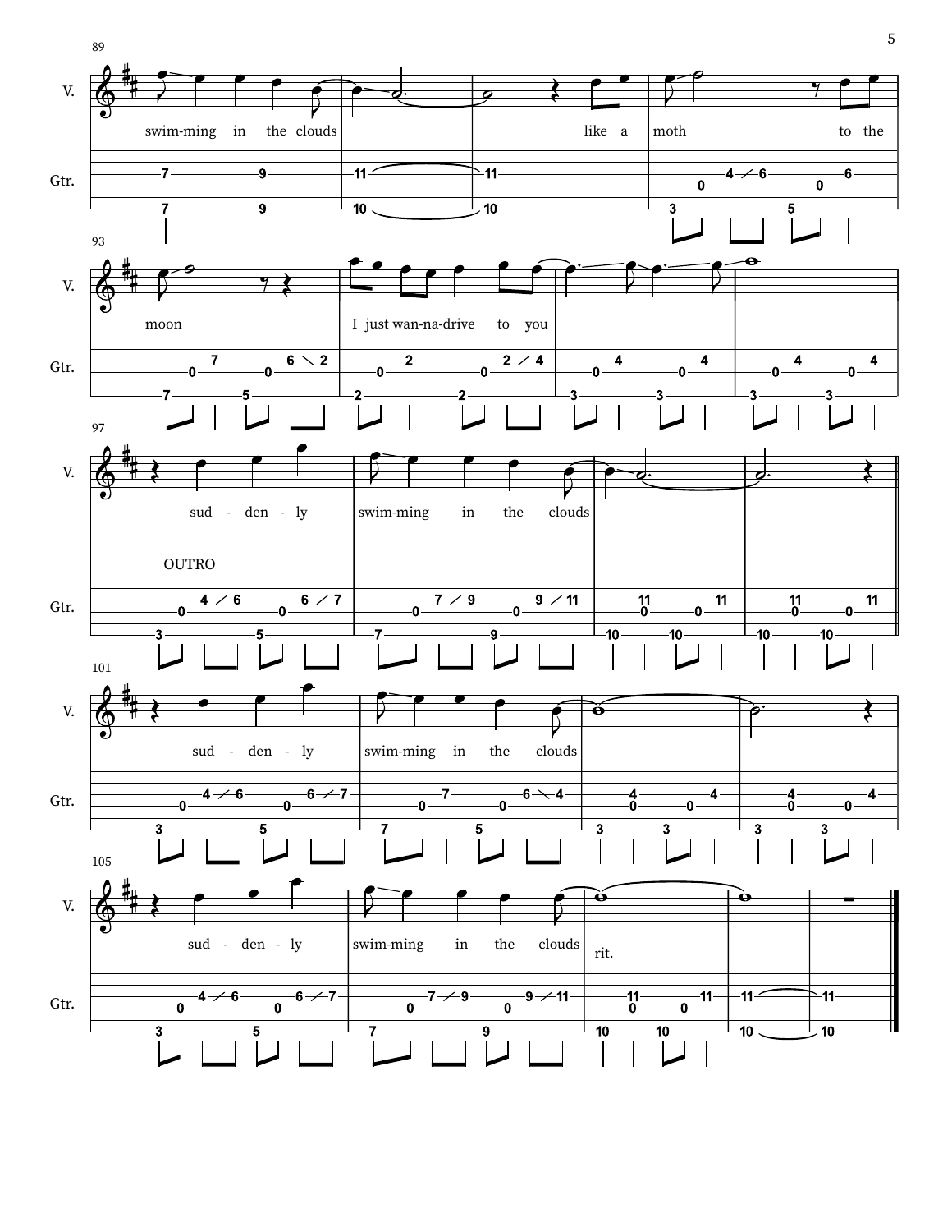89

V.

swim-ming in the clouds

like a

moth

to the

Gtr.

93

V.

moon

I just wan-na-drive to you

Gtr.

97

V.

sud - den - ly

swim-ming in the clouds

OUTRO

Gtr.

101

V.

sud - den - ly

swim-ming in the clouds

Gtr.

105

V.

sud - den - ly

swim-ming in the clouds

rit.

Gtr.